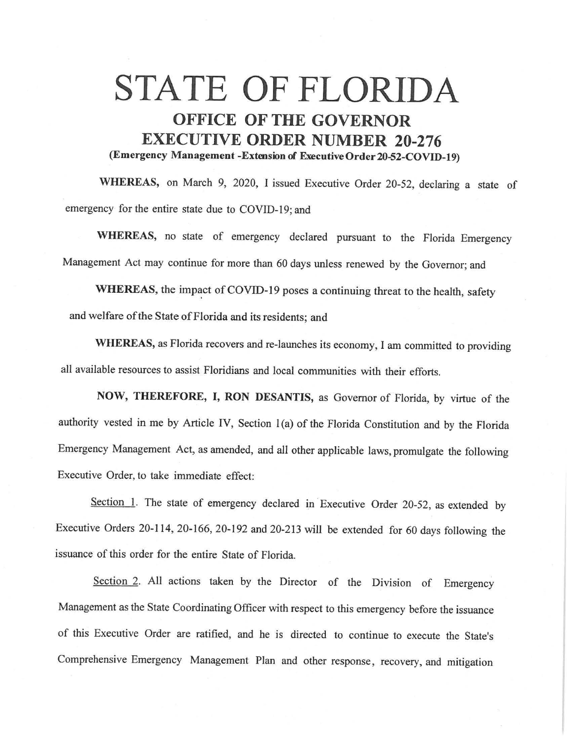# STATE OF FLORIDA

## OFFICE OF THE GOVERNOR

## EXECUTIVE ORDER NUMBER 20-276

**(Emergency Management -Extension of Executive Order 20-52-COVID-19)**

**WHEREAS,** on March 9, 2020, I issued Executive Order 20-52, declaring a state of emergency for the entire state due to COVID-19; and

**WHEREAS,** no state of emergency declared pursuant to the Florida Emergency Management Act may continue for more than 60 days unless renewed by the Governor; and

**WHEREAS,** the impact of COVID-19 poses a continuing threat to the health, safety and welfare of the State of Florida and its residents; and

**WHEREAS,** as Florida recovers and re-launches its economy, I am committed to providing all available resources to assist Floridians and local communities with their efforts.

**NOW, THEREFORE, I, RON DESANTIS,** as Governor of Florida, by virtue of the authority vested in me by Article IV, Section 1(a) of the Florida Constitution and by the Florida Emergency Management Act, as amended, and all other applicable laws, promulgate the following Executive Order, to take immediate effect:

Section 1. The state of emergency declared in Executive Order 20-52, as extended by Executive Orders 20-114, 20-166, 20-192 and 20-213 will be extended for 60 days following the issuance of this order for the entire State of Florida.

Section 2. All actions taken by the Director of the Division of Emergency Management as the State Coordinating Officer with respect to this emergency before the issuance of this Executive Order are ratified, and he is directed to continue to execute the State's Comprehensive Emergency Management Plan and other response, recovery, and mitigation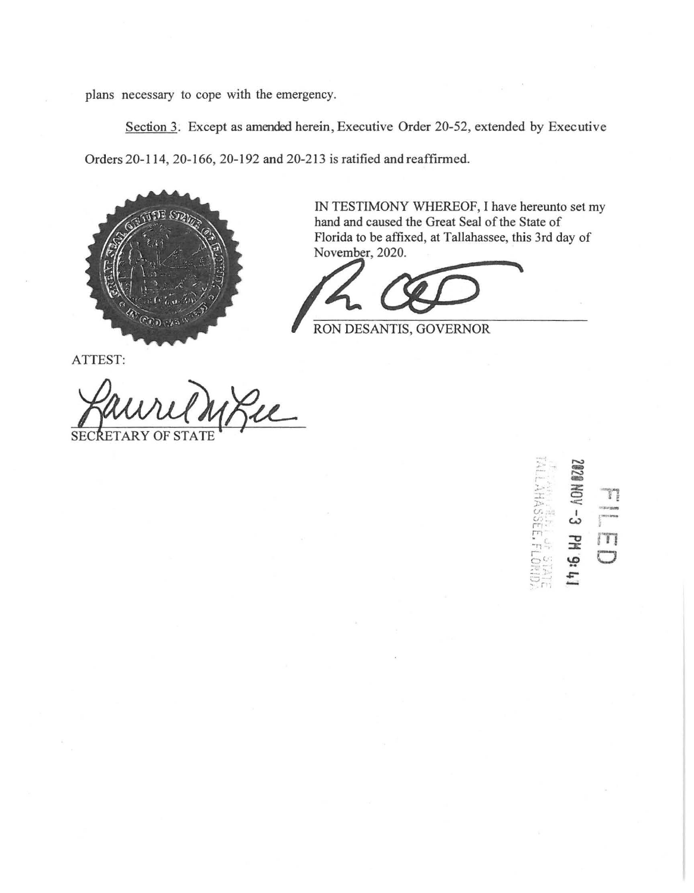plans necessary to cope with the emergency.

<u>Section 3</u>. Except as amended herein, Executive Order 20-52, extended by Executive Orders 20-114, 20-166, 20-192 and 20-213 is ratified and reaffirmed.

IN TESTIMONY WHEREOF, I have hereunto set my hand and caused the Great Seal of the State of Florida to be affixed, at Tallahassee, this 3rd day of November, 2020.

RON DESANTIS, GOVERNOR

ATTEST:

SECRETARY OF STATE

FILED

2020 NOV -3 PM 9:41

DEPARTMENT OF STATE
TALLAHASSEE, FLORIDA